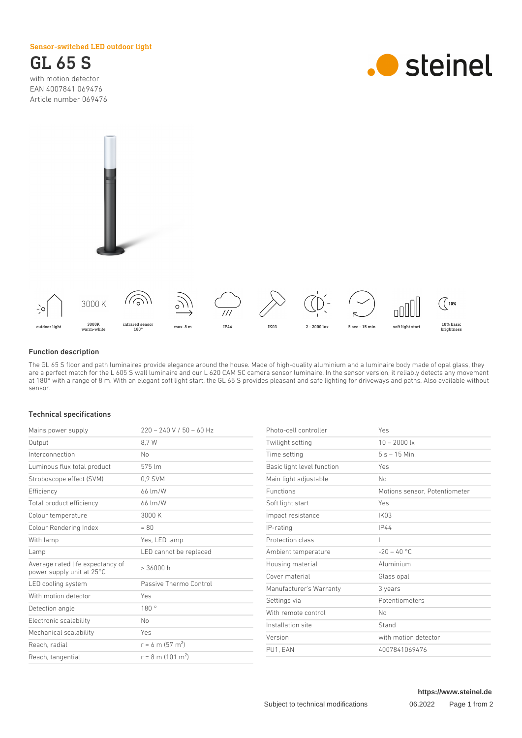Sensor-switched LED outdoor light

# GL 65 S

with motion detector
EAN 4007841 069476
Article number 069476

steinel

outdoor light | 3000K warm-white | infrared sensor 180° | max. 8 m | IP44 | IK03 | 2 - 2000 lux | 5 sec - 15 min | soft light start | 10% basic brightness

## Function description

The GL 65 S floor and path luminaires provide elegance around the house. Made of high-quality aluminium and a luminaire body made of opal glass, they are a perfect match for the L 605 S wall luminaire and our L 620 CAM SC camera sensor luminaire. In the sensor version, it reliably detects any movement at 180° with a range of 8 m. With an elegant soft light start, the GL 65 S provides pleasant and safe lighting for driveways and paths. Also available without sensor.

## Technical specifications

| | |
|---|---|
| Mains power supply | 220 – 240 V / 50 – 60 Hz |
| Output | 8,7 W |
| Interconnection | No |
| Luminous flux total product | 575 lm |
| Stroboscope effect (SVM) | 0,9 SVM |
| Efficiency | 66 lm/W |
| Total product efficiency | 66 lm/W |
| Colour temperature | 3000 K |
| Colour Rendering Index | = 80 |
| With lamp | Yes, LED lamp |
| Lamp | LED cannot be replaced |
| Average rated life expectancy of power supply unit at 25°C | > 36000 h |
| LED cooling system | Passive Thermo Control |
| With motion detector | Yes |
| Detection angle | 180 ° |
| Electronic scalability | No |
| Mechanical scalability | Yes |
| Reach, radial | r = 6 m (57 m²) |
| Reach, tangential | r = 8 m (101 m²) |
| Photo-cell controller | Yes |
| Twilight setting | 10 – 2000 lx |
| Time setting | 5 s – 15 Min. |
| Basic light level function | Yes |
| Main light adjustable | No |
| Functions | Motions sensor, Potentiometer |
| Soft light start | Yes |
| Impact resistance | IK03 |
| IP-rating | IP44 |
| Protection class | I |
| Ambient temperature | -20 – 40 °C |
| Housing material | Aluminium |
| Cover material | Glass opal |
| Manufacturer's Warranty | 3 years |
| Settings via | Potentiometers |
| With remote control | No |
| Installation site | Stand |
| Version | with motion detector |
| PU1, EAN | 4007841069476 |

https://www.steinel.de

Subject to technical modifications 06.2022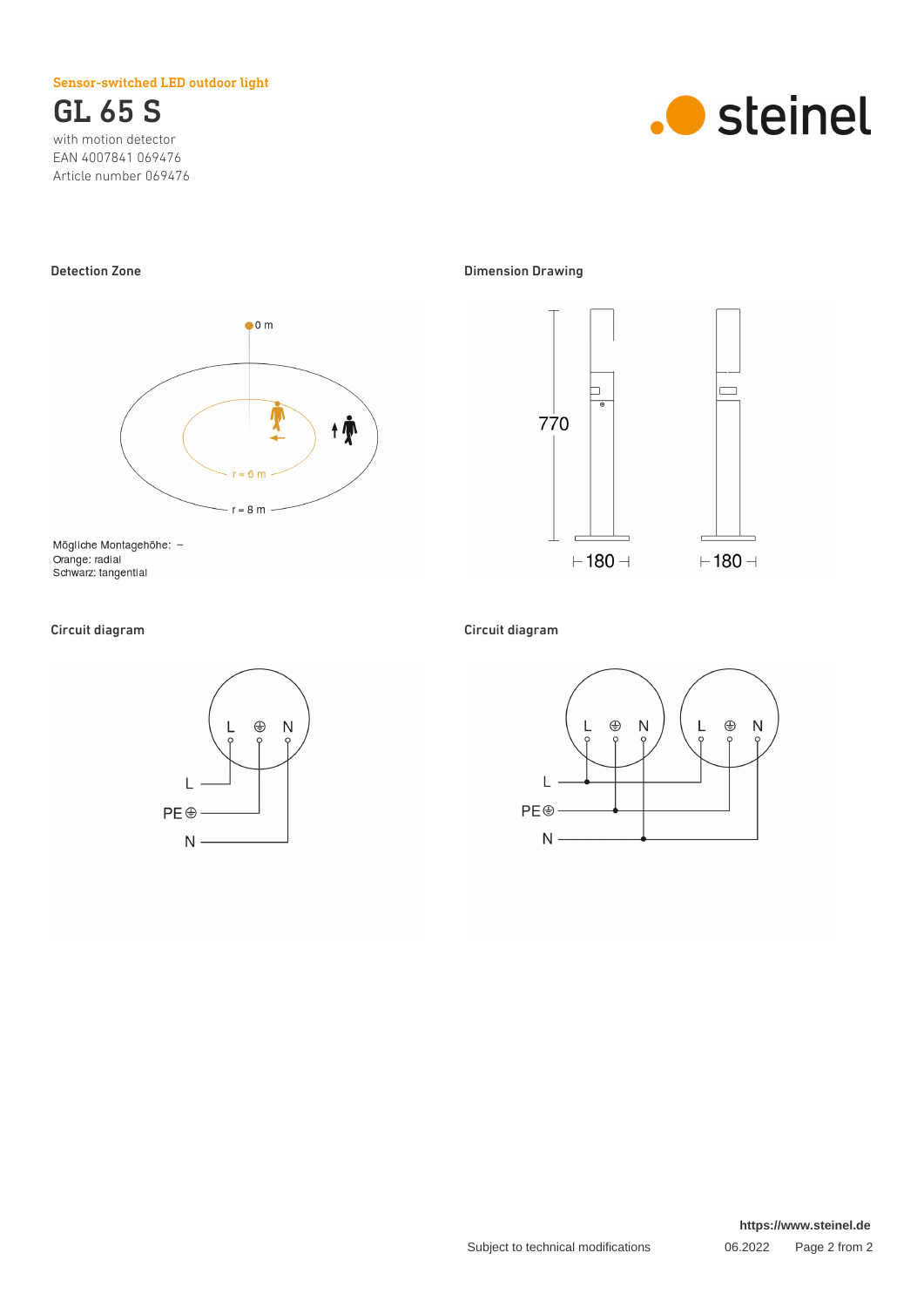Sensor-switched LED outdoor light

# GL 65 S

with motion detector
EAN 4007841 069476
Article number 069476

steinel

## Detection Zone

0 m

r = 6 m

r = 8 m

Mögliche Montagehöhe: –
Orange: radial
Schwarz: tangential

## Dimension Drawing

770

180

180

## Circuit diagram

L ⏚ N

L
PE⏚
N

## Circuit diagram

L ⏚ N

L ⏚ N

L
PE⏚
N

https://www.steinel.de

Subject to technical modifications

06.2022